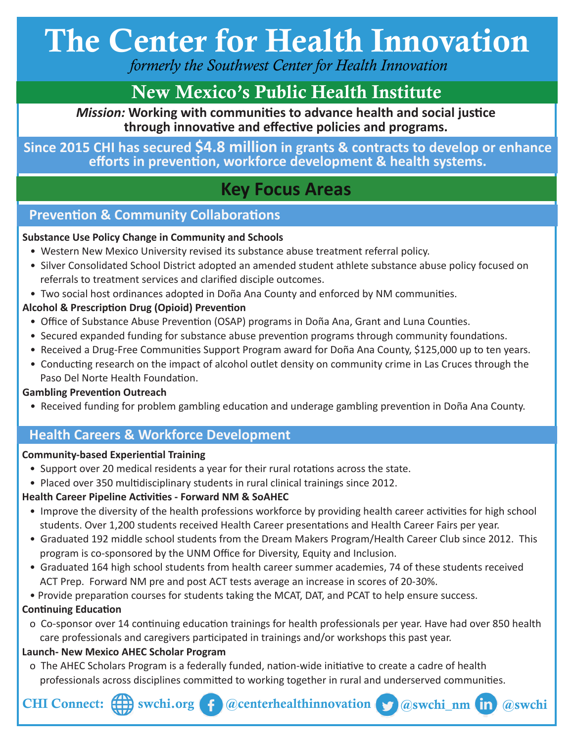# The Center for Health Innovation

*formerly the Southwest Center for Health Innovation*

## New Mexico's Public Health Institute

***Mission:*** **Working with communities to advance health and social justice through innovative and effective policies and programs.**

**Since 2015 CHI has secured $4.8 million in grants & contracts to develop or enhance efforts in prevention, workforce development & health systems.**

## Key Focus Areas

### Prevention & Community Collaborations

**Substance Use Policy Change in Community and Schools**

- Western New Mexico University revised its substance abuse treatment referral policy.
- Silver Consolidated School District adopted an amended student athlete substance abuse policy focused on referrals to treatment services and clarified disciple outcomes.
- Two social host ordinances adopted in Doña Ana County and enforced by NM communities.

**Alcohol & Prescription Drug (Opioid) Prevention**

- Office of Substance Abuse Prevention (OSAP) programs in Doña Ana, Grant and Luna Counties.
- Secured expanded funding for substance abuse prevention programs through community foundations.
- Received a Drug-Free Communities Support Program award for Doña Ana County, $125,000 up to ten years.
- Conducting research on the impact of alcohol outlet density on community crime in Las Cruces through the Paso Del Norte Health Foundation.

**Gambling Prevention Outreach**

- Received funding for problem gambling education and underage gambling prevention in Doña Ana County.

### Health Careers & Workforce Development

**Community-based Experiential Training**

- Support over 20 medical residents a year for their rural rotations across the state.
- Placed over 350 multidisciplinary students in rural clinical trainings since 2012.

**Health Career Pipeline Activities - Forward NM & SoAHEC**

- Improve the diversity of the health professions workforce by providing health career activities for high school students. Over 1,200 students received Health Career presentations and Health Career Fairs per year.
- Graduated 192 middle school students from the Dream Makers Program/Health Career Club since 2012. This program is co-sponsored by the UNM Office for Diversity, Equity and Inclusion.
- Graduated 164 high school students from health career summer academies, 74 of these students received ACT Prep. Forward NM pre and post ACT tests average an increase in scores of 20-30%.
- Provide preparation courses for students taking the MCAT, DAT, and PCAT to help ensure success.

**Continuing Education**

- Co-sponsor over 14 continuing education trainings for health professionals per year. Have had over 850 health care professionals and caregivers participated in trainings and/or workshops this past year.

**Launch- New Mexico AHEC Scholar Program**

- The AHEC Scholars Program is a federally funded, nation-wide initiative to create a cadre of health professionals across disciplines committed to working together in rural and underserved communities.

**CHI Connect:** swchi.org | @centerhealthinnovation | @swchi_nm | @swchi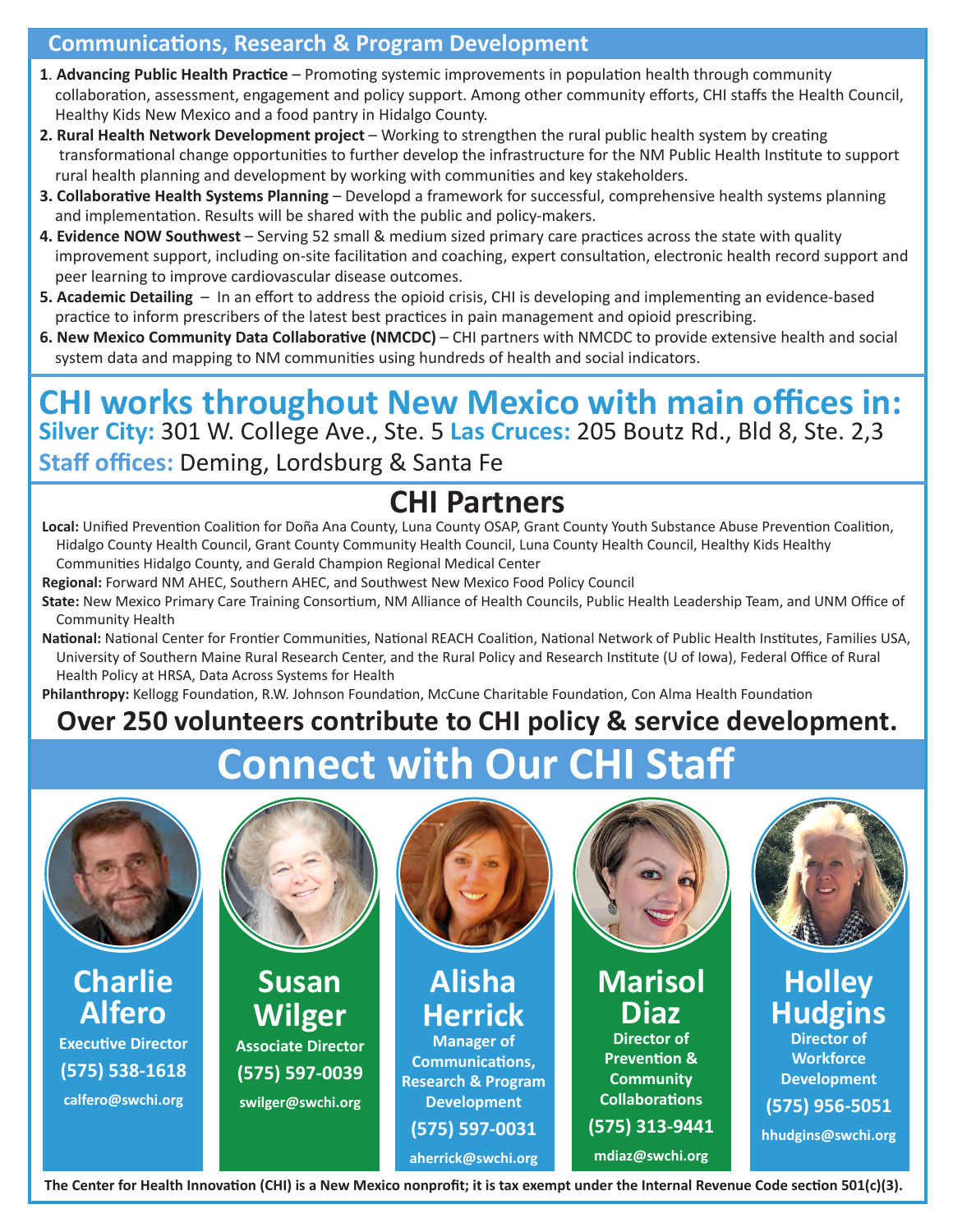## Communications, Research & Program Development

1. **Advancing Public Health Practice** – Promoting systemic improvements in population health through community collaboration, assessment, engagement and policy support. Among other community efforts, CHI staffs the Health Council, Healthy Kids New Mexico and a food pantry in Hidalgo County.
2. **Rural Health Network Development project** – Working to strengthen the rural public health system by creating transformational change opportunities to further develop the infrastructure for the NM Public Health Institute to support rural health planning and development by working with communities and key stakeholders.
3. **Collaborative Health Systems Planning** – Developd a framework for successful, comprehensive health systems planning and implementation. Results will be shared with the public and policy-makers.
4. **Evidence NOW Southwest** – Serving 52 small & medium sized primary care practices across the state with quality improvement support, including on-site facilitation and coaching, expert consultation, electronic health record support and peer learning to improve cardiovascular disease outcomes.
5. **Academic Detailing** – In an effort to address the opioid crisis, CHI is developing and implementing an evidence-based practice to inform prescribers of the latest best practices in pain management and opioid prescribing.
6. **New Mexico Community Data Collaborative (NMCDC)** – CHI partners with NMCDC to provide extensive health and social system data and mapping to NM communities using hundreds of health and social indicators.

# CHI works throughout New Mexico with main offices in:

**Silver City:** 301 W. College Ave., Ste. 5 **Las Cruces:** 205 Boutz Rd., Bld 8, Ste. 2,3

**Staff offices:** Deming, Lordsburg & Santa Fe

## CHI Partners

**Local:** Unified Prevention Coalition for Doña Ana County, Luna County OSAP, Grant County Youth Substance Abuse Prevention Coalition, Hidalgo County Health Council, Grant County Community Health Council, Luna County Health Council, Healthy Kids Healthy Communities Hidalgo County, and Gerald Champion Regional Medical Center

**Regional:** Forward NM AHEC, Southern AHEC, and Southwest New Mexico Food Policy Council

**State:** New Mexico Primary Care Training Consortium, NM Alliance of Health Councils, Public Health Leadership Team, and UNM Office of Community Health

**National:** National Center for Frontier Communities, National REACH Coalition, National Network of Public Health Institutes, Families USA, University of Southern Maine Rural Research Center, and the Rural Policy and Research Institute (U of Iowa), Federal Office of Rural Health Policy at HRSA, Data Across Systems for Health

**Philanthropy:** Kellogg Foundation, R.W. Johnson Foundation, McCune Charitable Foundation, Con Alma Health Foundation

### Over 250 volunteers contribute to CHI policy & service development.

# Connect with Our CHI Staff

**Charlie Alfero**
Executive Director
(575) 538-1618
calfero@swchi.org

**Susan Wilger**
Associate Director
(575) 597-0039
swilger@swchi.org

**Alisha Herrick**
Manager of Communications, Research & Program Development
(575) 597-0031
aherrick@swchi.org

**Marisol Diaz**
Director of Prevention & Community Collaborations
(575) 313-9441
mdiaz@swchi.org

**Holley Hudgins**
Director of Workforce Development
(575) 956-5051
hhudgins@swchi.org

**The Center for Health Innovation (CHI) is a New Mexico nonprofit; it is tax exempt under the Internal Revenue Code section 501(c)(3).**